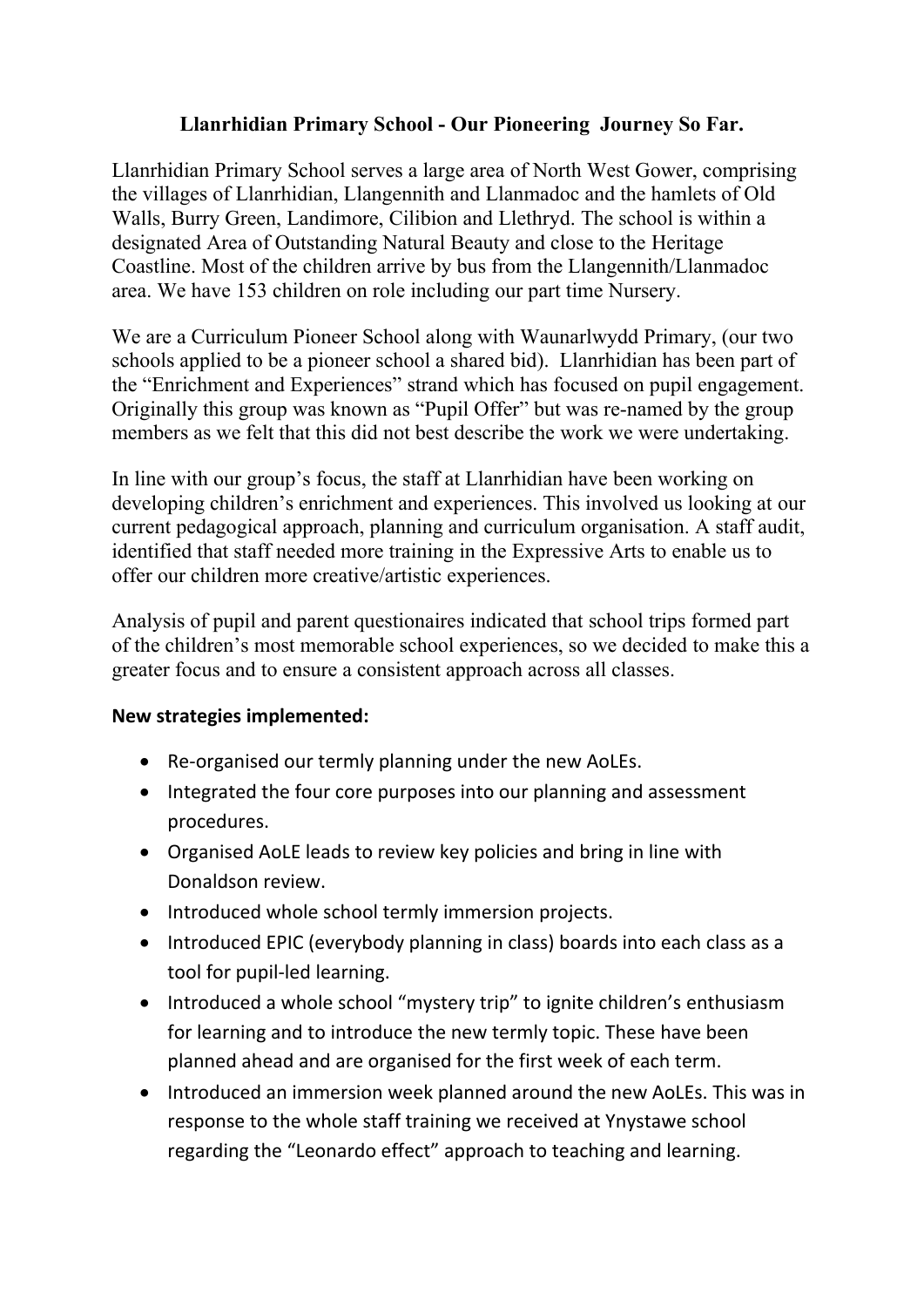# Llanrhidian Primary School - Our Pioneering Journey So Far.

Llanrhidian Primary School serves a large area of North West Gower, comprising the villages of Llanrhidian, Llangennith and Llanmadoc and the hamlets of Old Walls, Burry Green, Landimore, Cilibion and Llethryd. The school is within a designated Area of Outstanding Natural Beauty and close to the Heritage Coastline. Most of the children arrive by bus from the Llangennith/Llanmadoc area. We have 153 children on role including our part time Nursery.

We are a Curriculum Pioneer School along with Waunarlwydd Primary, (our two schools applied to be a pioneer school a shared bid). Llanrhidian has been part of the "Enrichment and Experiences" strand which has focused on pupil engagement. Originally this group was known as "Pupil Offer" but was re-named by the group members as we felt that this did not best describe the work we were undertaking.

In line with our group's focus, the staff at Llanrhidian have been working on developing children's enrichment and experiences. This involved us looking at our current pedagogical approach, planning and curriculum organisation. A staff audit, identified that staff needed more training in the Expressive Arts to enable us to offer our children more creative/artistic experiences.

Analysis of pupil and parent questionaires indicated that school trips formed part of the children's most memorable school experiences, so we decided to make this a greater focus and to ensure a consistent approach across all classes.

**New strategies implemented:**

- Re-organised our termly planning under the new AoLEs.
- Integrated the four core purposes into our planning and assessment procedures.
- Organised AoLE leads to review key policies and bring in line with Donaldson review.
- Introduced whole school termly immersion projects.
- Introduced EPIC (everybody planning in class) boards into each class as a tool for pupil-led learning.
- Introduced a whole school "mystery trip" to ignite children's enthusiasm for learning and to introduce the new termly topic. These have been planned ahead and are organised for the first week of each term.
- Introduced an immersion week planned around the new AoLEs. This was in response to the whole staff training we received at Ynystawe school regarding the "Leonardo effect" approach to teaching and learning.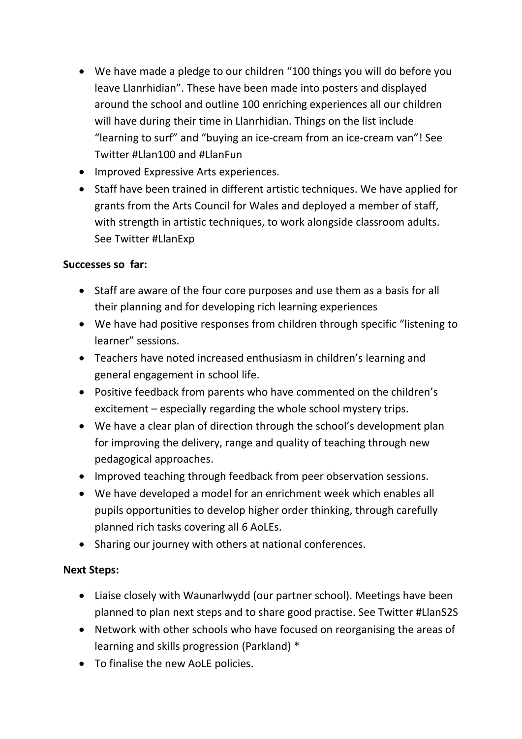- We have made a pledge to our children "100 things you will do before you leave Llanrhidian". These have been made into posters and displayed around the school and outline 100 enriching experiences all our children will have during their time in Llanrhidian. Things on the list include "learning to surf" and "buying an ice-cream from an ice-cream van"! See Twitter #Llan100 and #LlanFun
- Improved Expressive Arts experiences.
- Staff have been trained in different artistic techniques. We have applied for grants from the Arts Council for Wales and deployed a member of staff, with strength in artistic techniques, to work alongside classroom adults. See Twitter #LlanExp

**Successes so far:**

- Staff are aware of the four core purposes and use them as a basis for all their planning and for developing rich learning experiences
- We have had positive responses from children through specific "listening to learner" sessions.
- Teachers have noted increased enthusiasm in children's learning and general engagement in school life.
- Positive feedback from parents who have commented on the children's excitement – especially regarding the whole school mystery trips.
- We have a clear plan of direction through the school's development plan for improving the delivery, range and quality of teaching through new pedagogical approaches.
- Improved teaching through feedback from peer observation sessions.
- We have developed a model for an enrichment week which enables all pupils opportunities to develop higher order thinking, through carefully planned rich tasks covering all 6 AoLEs.
- Sharing our journey with others at national conferences.

**Next Steps:**

- Liaise closely with Waunarlwydd (our partner school). Meetings have been planned to plan next steps and to share good practise. See Twitter #LlanS2S
- Network with other schools who have focused on reorganising the areas of learning and skills progression (Parkland) *
- To finalise the new AoLE policies.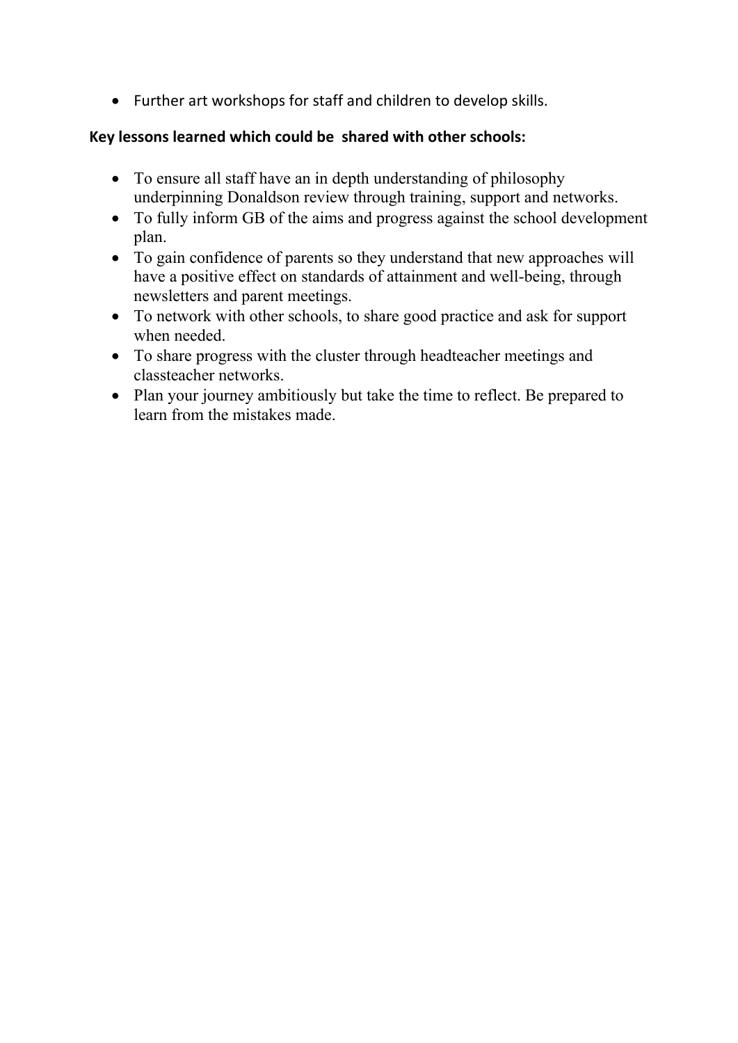- Further art workshops for staff and children to develop skills.

**Key lessons learned which could be  shared with other schools:**

- To ensure all staff have an in depth understanding of philosophy underpinning Donaldson review through training, support and networks.
- To fully inform GB of the aims and progress against the school development plan.
- To gain confidence of parents so they understand that new approaches will have a positive effect on standards of attainment and well-being, through newsletters and parent meetings.
- To network with other schools, to share good practice and ask for support when needed.
- To share progress with the cluster through headteacher meetings and classteacher networks.
- Plan your journey ambitiously but take the time to reflect. Be prepared to learn from the mistakes made.